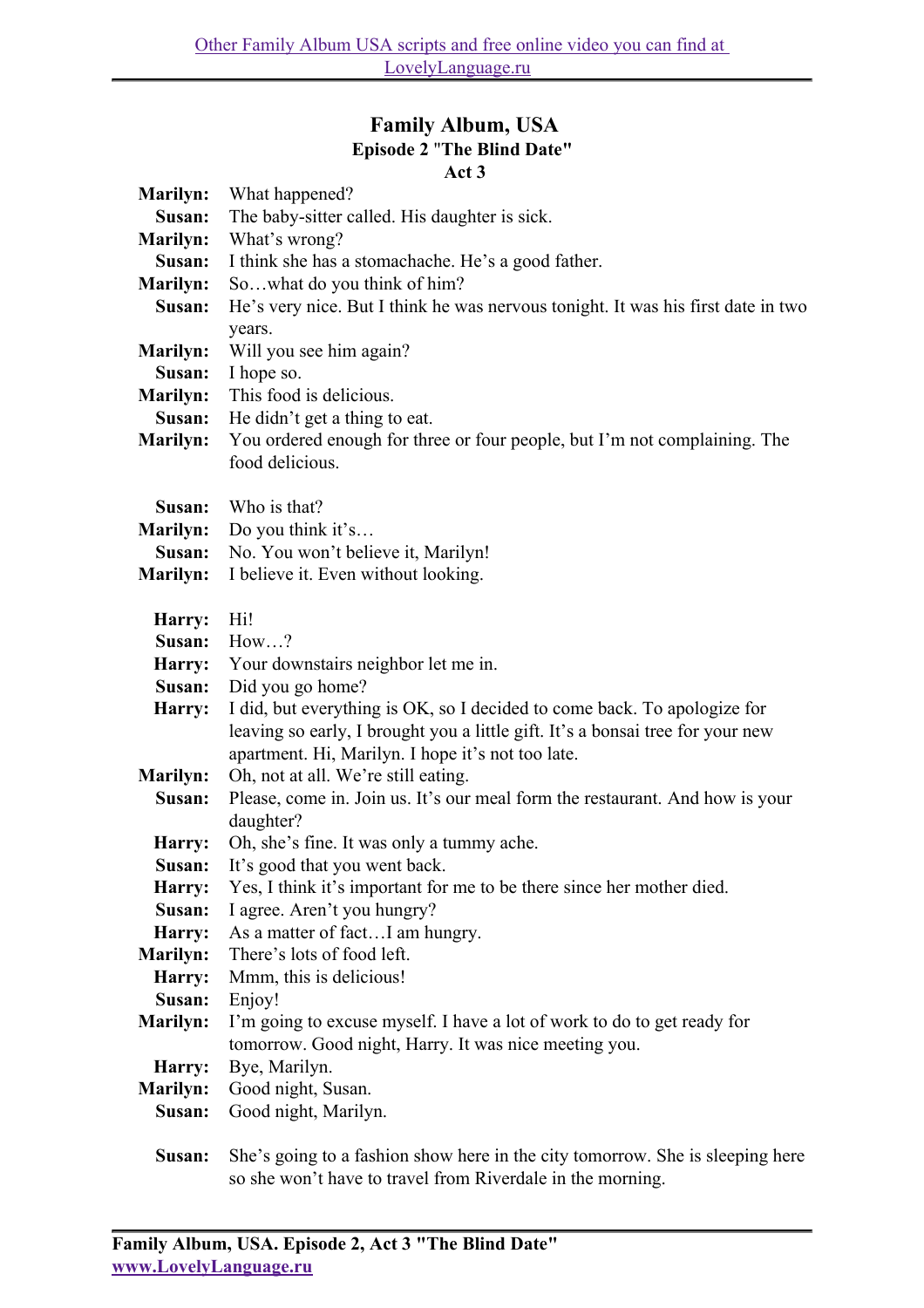# Family Album, USA

## Episode 2 "The Blind Date"

### Act 3

**Marilyn:** What happened?
**Susan:** The baby-sitter called. His daughter is sick.
**Marilyn:** What's wrong?
**Susan:** I think she has a stomachache. He's a good father.
**Marilyn:** So…what do you think of him?
**Susan:** He's very nice. But I think he was nervous tonight. It was his first date in two years.
**Marilyn:** Will you see him again?
**Susan:** I hope so.
**Marilyn:** This food is delicious.
**Susan:** He didn't get a thing to eat.
**Marilyn:** You ordered enough for three or four people, but I'm not complaining. The food delicious.

**Susan:** Who is that?
**Marilyn:** Do you think it's…
**Susan:** No. You won't believe it, Marilyn!
**Marilyn:** I believe it. Even without looking.

**Harry:** Hi!
**Susan:** How…?
**Harry:** Your downstairs neighbor let me in.
**Susan:** Did you go home?
**Harry:** I did, but everything is OK, so I decided to come back. To apologize for leaving so early, I brought you a little gift. It's a bonsai tree for your new apartment. Hi, Marilyn. I hope it's not too late.
**Marilyn:** Oh, not at all. We're still eating.
**Susan:** Please, come in. Join us. It's our meal form the restaurant. And how is your daughter?
**Harry:** Oh, she's fine. It was only a tummy ache.
**Susan:** It's good that you went back.
**Harry:** Yes, I think it's important for me to be there since her mother died.
**Susan:** I agree. Aren't you hungry?
**Harry:** As a matter of fact…I am hungry.
**Marilyn:** There's lots of food left.
**Harry:** Mmm, this is delicious!
**Susan:** Enjoy!
**Marilyn:** I'm going to excuse myself. I have a lot of work to do to get ready for tomorrow. Good night, Harry. It was nice meeting you.
**Harry:** Bye, Marilyn.
**Marilyn:** Good night, Susan.
**Susan:** Good night, Marilyn.

**Susan:** She's going to a fashion show here in the city tomorrow. She is sleeping here so she won't have to travel from Riverdale in the morning.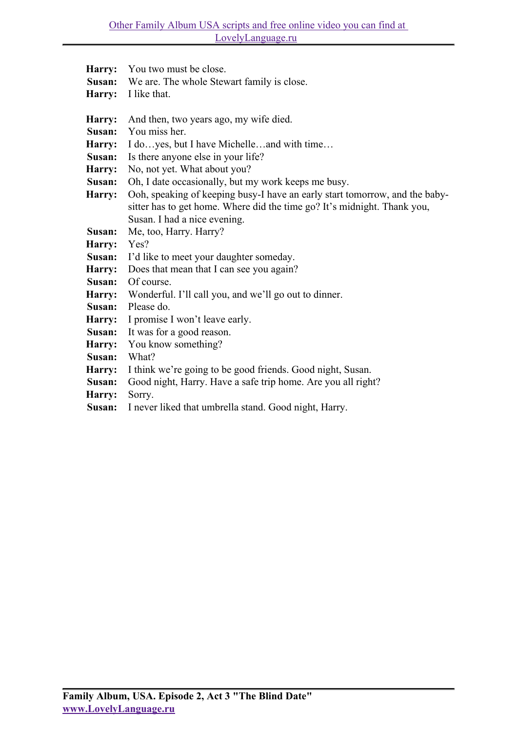**Harry:** You two must be close.
**Susan:** We are. The whole Stewart family is close.
**Harry:** I like that.

**Harry:** And then, two years ago, my wife died.
**Susan:** You miss her.
**Harry:** I do…yes, but I have Michelle…and with time…
**Susan:** Is there anyone else in your life?
**Harry:** No, not yet. What about you?
**Susan:** Oh, I date occasionally, but my work keeps me busy.
**Harry:** Ooh, speaking of keeping busy-I have an early start tomorrow, and the baby-sitter has to get home. Where did the time go? It's midnight. Thank you, Susan. I had a nice evening.
**Susan:** Me, too, Harry. Harry?
**Harry:** Yes?
**Susan:** I'd like to meet your daughter someday.
**Harry:** Does that mean that I can see you again?
**Susan:** Of course.
**Harry:** Wonderful. I'll call you, and we'll go out to dinner.
**Susan:** Please do.
**Harry:** I promise I won't leave early.
**Susan:** It was for a good reason.
**Harry:** You know something?
**Susan:** What?
**Harry:** I think we're going to be good friends. Good night, Susan.
**Susan:** Good night, Harry. Have a safe trip home. Are you all right?
**Harry:** Sorry.
**Susan:** I never liked that umbrella stand. Good night, Harry.